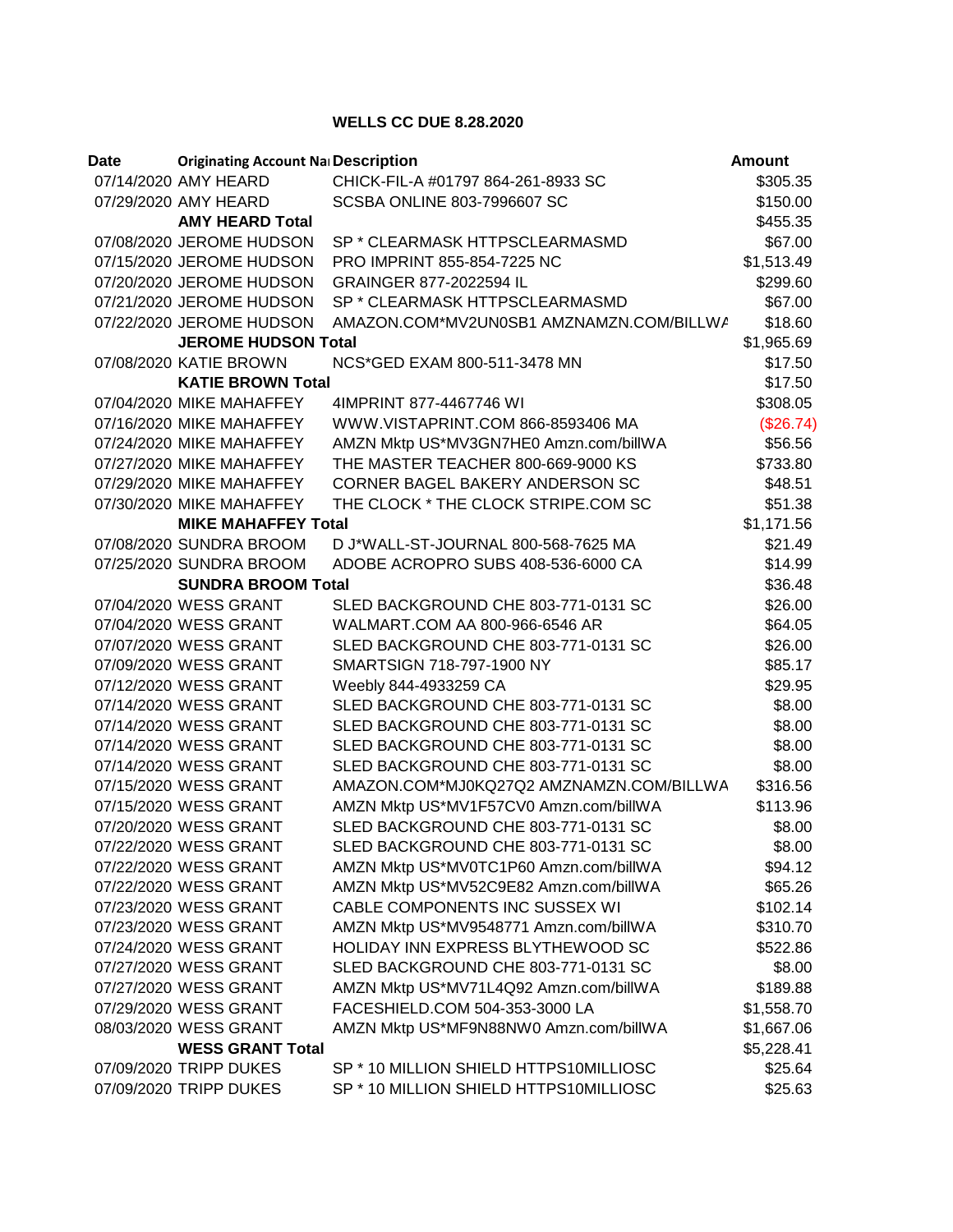# WELLS CC DUE 8.28.2020

| Date | Originating Account Na | Description | Amount |
|---|---|---|---|
| 07/14/2020 | AMY HEARD | CHICK-FIL-A #01797 864-261-8933 SC | $305.35 |
| 07/29/2020 | AMY HEARD | SCSBA ONLINE 803-7996607 SC | $150.00 |
| | **AMY HEARD Total** | | $455.35 |
| 07/08/2020 | JEROME HUDSON | SP * CLEARMASK HTTPSCLEARMASMD | $67.00 |
| 07/15/2020 | JEROME HUDSON | PRO IMPRINT 855-854-7225 NC | $1,513.49 |
| 07/20/2020 | JEROME HUDSON | GRAINGER 877-2022594 IL | $299.60 |
| 07/21/2020 | JEROME HUDSON | SP * CLEARMASK HTTPSCLEARMASMD | $67.00 |
| 07/22/2020 | JEROME HUDSON | AMAZON.COM*MV2UN0SB1 AMZNAMZN.COM/BILLWA | $18.60 |
| | **JEROME HUDSON Total** | | $1,965.69 |
| 07/08/2020 | KATIE BROWN | NCS*GED EXAM 800-511-3478 MN | $17.50 |
| | **KATIE BROWN Total** | | $17.50 |
| 07/04/2020 | MIKE MAHAFFEY | 4IMPRINT 877-4467746 WI | $308.05 |
| 07/16/2020 | MIKE MAHAFFEY | WWW.VISTAPRINT.COM 866-8593406 MA | ($26.74) |
| 07/24/2020 | MIKE MAHAFFEY | AMZN Mktp US*MV3GN7HE0 Amzn.com/billWA | $56.56 |
| 07/27/2020 | MIKE MAHAFFEY | THE MASTER TEACHER 800-669-9000 KS | $733.80 |
| 07/29/2020 | MIKE MAHAFFEY | CORNER BAGEL BAKERY ANDERSON SC | $48.51 |
| 07/30/2020 | MIKE MAHAFFEY | THE CLOCK * THE CLOCK STRIPE.COM SC | $51.38 |
| | **MIKE MAHAFFEY Total** | | $1,171.56 |
| 07/08/2020 | SUNDRA BROOM | D J*WALL-ST-JOURNAL 800-568-7625 MA | $21.49 |
| 07/25/2020 | SUNDRA BROOM | ADOBE ACROPRO SUBS 408-536-6000 CA | $14.99 |
| | **SUNDRA BROOM Total** | | $36.48 |
| 07/04/2020 | WESS GRANT | SLED BACKGROUND CHE 803-771-0131 SC | $26.00 |
| 07/04/2020 | WESS GRANT | WALMART.COM AA 800-966-6546 AR | $64.05 |
| 07/07/2020 | WESS GRANT | SLED BACKGROUND CHE 803-771-0131 SC | $26.00 |
| 07/09/2020 | WESS GRANT | SMARTSIGN 718-797-1900 NY | $85.17 |
| 07/12/2020 | WESS GRANT | Weebly 844-4933259 CA | $29.95 |
| 07/14/2020 | WESS GRANT | SLED BACKGROUND CHE 803-771-0131 SC | $8.00 |
| 07/14/2020 | WESS GRANT | SLED BACKGROUND CHE 803-771-0131 SC | $8.00 |
| 07/14/2020 | WESS GRANT | SLED BACKGROUND CHE 803-771-0131 SC | $8.00 |
| 07/14/2020 | WESS GRANT | SLED BACKGROUND CHE 803-771-0131 SC | $8.00 |
| 07/15/2020 | WESS GRANT | AMAZON.COM*MJ0KQ27Q2 AMZNAMZN.COM/BILLWA | $316.56 |
| 07/15/2020 | WESS GRANT | AMZN Mktp US*MV1F57CV0 Amzn.com/billWA | $113.96 |
| 07/20/2020 | WESS GRANT | SLED BACKGROUND CHE 803-771-0131 SC | $8.00 |
| 07/22/2020 | WESS GRANT | SLED BACKGROUND CHE 803-771-0131 SC | $8.00 |
| 07/22/2020 | WESS GRANT | AMZN Mktp US*MV0TC1P60 Amzn.com/billWA | $94.12 |
| 07/22/2020 | WESS GRANT | AMZN Mktp US*MV52C9E82 Amzn.com/billWA | $65.26 |
| 07/23/2020 | WESS GRANT | CABLE COMPONENTS INC SUSSEX WI | $102.14 |
| 07/23/2020 | WESS GRANT | AMZN Mktp US*MV9548771 Amzn.com/billWA | $310.70 |
| 07/24/2020 | WESS GRANT | HOLIDAY INN EXPRESS BLYTHEWOOD SC | $522.86 |
| 07/27/2020 | WESS GRANT | SLED BACKGROUND CHE 803-771-0131 SC | $8.00 |
| 07/27/2020 | WESS GRANT | AMZN Mktp US*MV71L4Q92 Amzn.com/billWA | $189.88 |
| 07/29/2020 | WESS GRANT | FACESHIELD.COM 504-353-3000 LA | $1,558.70 |
| 08/03/2020 | WESS GRANT | AMZN Mktp US*MF9N88NW0 Amzn.com/billWA | $1,667.06 |
| | **WESS GRANT Total** | | $5,228.41 |
| 07/09/2020 | TRIPP DUKES | SP * 10 MILLION SHIELD HTTPS10MILLIOSC | $25.64 |
| 07/09/2020 | TRIPP DUKES | SP * 10 MILLION SHIELD HTTPS10MILLIOSC | $25.63 |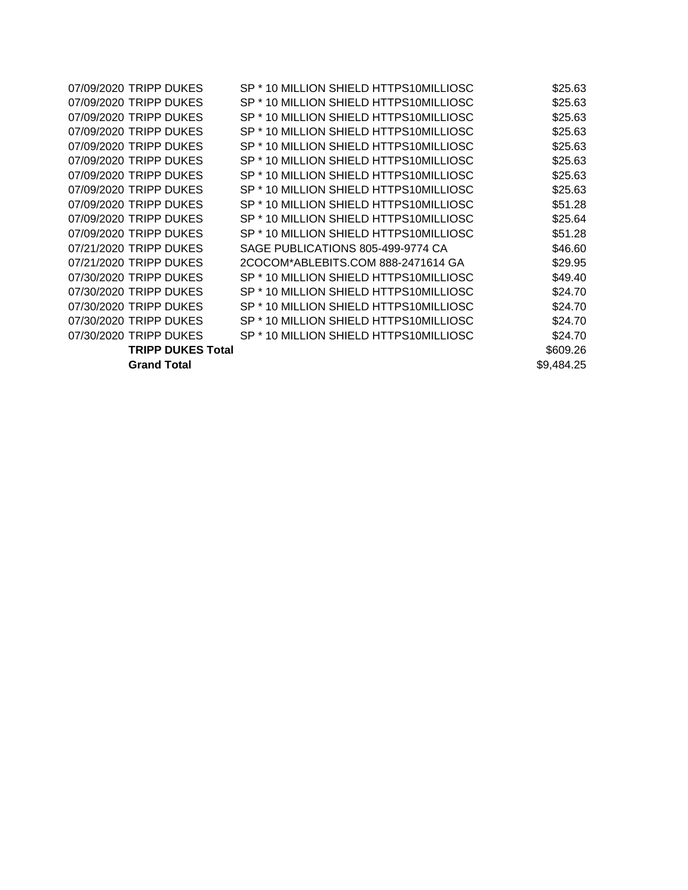| | | | |
|---|---|---|---|
| 07/09/2020 | TRIPP DUKES | SP * 10 MILLION SHIELD HTTPS10MILLIOSC | $25.63 |
| 07/09/2020 | TRIPP DUKES | SP * 10 MILLION SHIELD HTTPS10MILLIOSC | $25.63 |
| 07/09/2020 | TRIPP DUKES | SP * 10 MILLION SHIELD HTTPS10MILLIOSC | $25.63 |
| 07/09/2020 | TRIPP DUKES | SP * 10 MILLION SHIELD HTTPS10MILLIOSC | $25.63 |
| 07/09/2020 | TRIPP DUKES | SP * 10 MILLION SHIELD HTTPS10MILLIOSC | $25.63 |
| 07/09/2020 | TRIPP DUKES | SP * 10 MILLION SHIELD HTTPS10MILLIOSC | $25.63 |
| 07/09/2020 | TRIPP DUKES | SP * 10 MILLION SHIELD HTTPS10MILLIOSC | $25.63 |
| 07/09/2020 | TRIPP DUKES | SP * 10 MILLION SHIELD HTTPS10MILLIOSC | $25.63 |
| 07/09/2020 | TRIPP DUKES | SP * 10 MILLION SHIELD HTTPS10MILLIOSC | $51.28 |
| 07/09/2020 | TRIPP DUKES | SP * 10 MILLION SHIELD HTTPS10MILLIOSC | $25.64 |
| 07/09/2020 | TRIPP DUKES | SP * 10 MILLION SHIELD HTTPS10MILLIOSC | $51.28 |
| 07/21/2020 | TRIPP DUKES | SAGE PUBLICATIONS 805-499-9774 CA | $46.60 |
| 07/21/2020 | TRIPP DUKES | 2COCOM*ABLEBITS.COM 888-2471614 GA | $29.95 |
| 07/30/2020 | TRIPP DUKES | SP * 10 MILLION SHIELD HTTPS10MILLIOSC | $49.40 |
| 07/30/2020 | TRIPP DUKES | SP * 10 MILLION SHIELD HTTPS10MILLIOSC | $24.70 |
| 07/30/2020 | TRIPP DUKES | SP * 10 MILLION SHIELD HTTPS10MILLIOSC | $24.70 |
| 07/30/2020 | TRIPP DUKES | SP * 10 MILLION SHIELD HTTPS10MILLIOSC | $24.70 |
| 07/30/2020 | TRIPP DUKES | SP * 10 MILLION SHIELD HTTPS10MILLIOSC | $24.70 |
| | **TRIPP DUKES Total** | | $609.26 |
| | **Grand Total** | | $9,484.25 |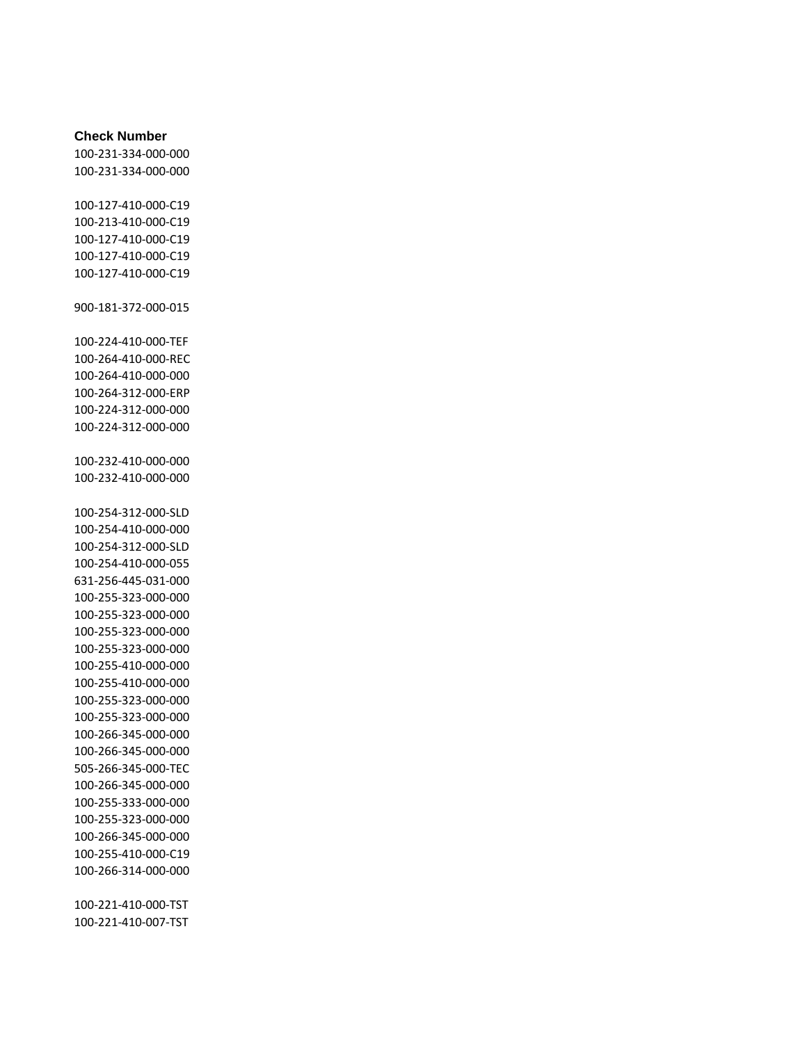| Check Number |
| --- |
| 100-231-334-000-000 |
| 100-231-334-000-000 |
| |
| 100-127-410-000-C19 |
| 100-213-410-000-C19 |
| 100-127-410-000-C19 |
| 100-127-410-000-C19 |
| 100-127-410-000-C19 |
| |
| 900-181-372-000-015 |
| |
| 100-224-410-000-TEF |
| 100-264-410-000-REC |
| 100-264-410-000-000 |
| 100-264-312-000-ERP |
| 100-224-312-000-000 |
| 100-224-312-000-000 |
| |
| 100-232-410-000-000 |
| 100-232-410-000-000 |
| |
| 100-254-312-000-SLD |
| 100-254-410-000-000 |
| 100-254-312-000-SLD |
| 100-254-410-000-055 |
| 631-256-445-031-000 |
| 100-255-323-000-000 |
| 100-255-323-000-000 |
| 100-255-323-000-000 |
| 100-255-323-000-000 |
| 100-255-410-000-000 |
| 100-255-410-000-000 |
| 100-255-323-000-000 |
| 100-255-323-000-000 |
| 100-266-345-000-000 |
| 100-266-345-000-000 |
| 505-266-345-000-TEC |
| 100-266-345-000-000 |
| 100-255-333-000-000 |
| 100-255-323-000-000 |
| 100-266-345-000-000 |
| 100-255-410-000-C19 |
| 100-266-314-000-000 |
| |
| 100-221-410-000-TST |
| 100-221-410-007-TST |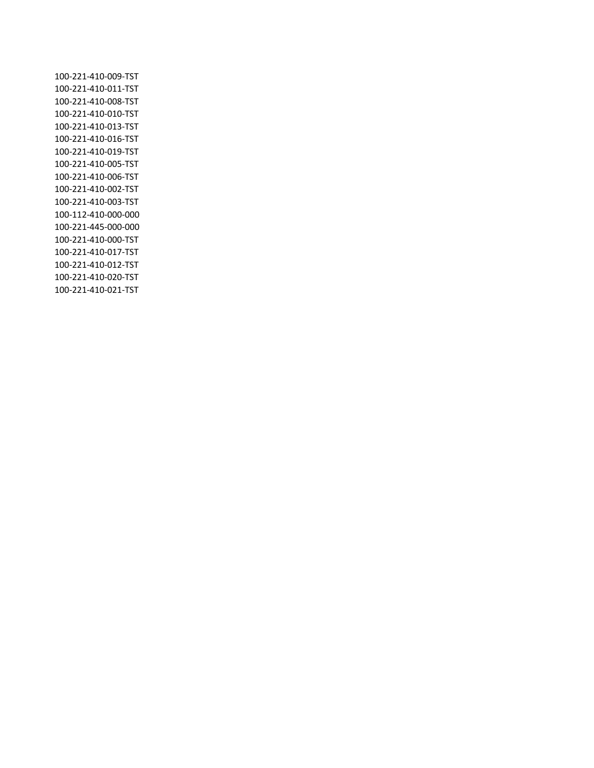100-221-410-009-TST
100-221-410-011-TST
100-221-410-008-TST
100-221-410-010-TST
100-221-410-013-TST
100-221-410-016-TST
100-221-410-019-TST
100-221-410-005-TST
100-221-410-006-TST
100-221-410-002-TST
100-221-410-003-TST
100-112-410-000-000
100-221-445-000-000
100-221-410-000-TST
100-221-410-017-TST
100-221-410-012-TST
100-221-410-020-TST
100-221-410-021-TST